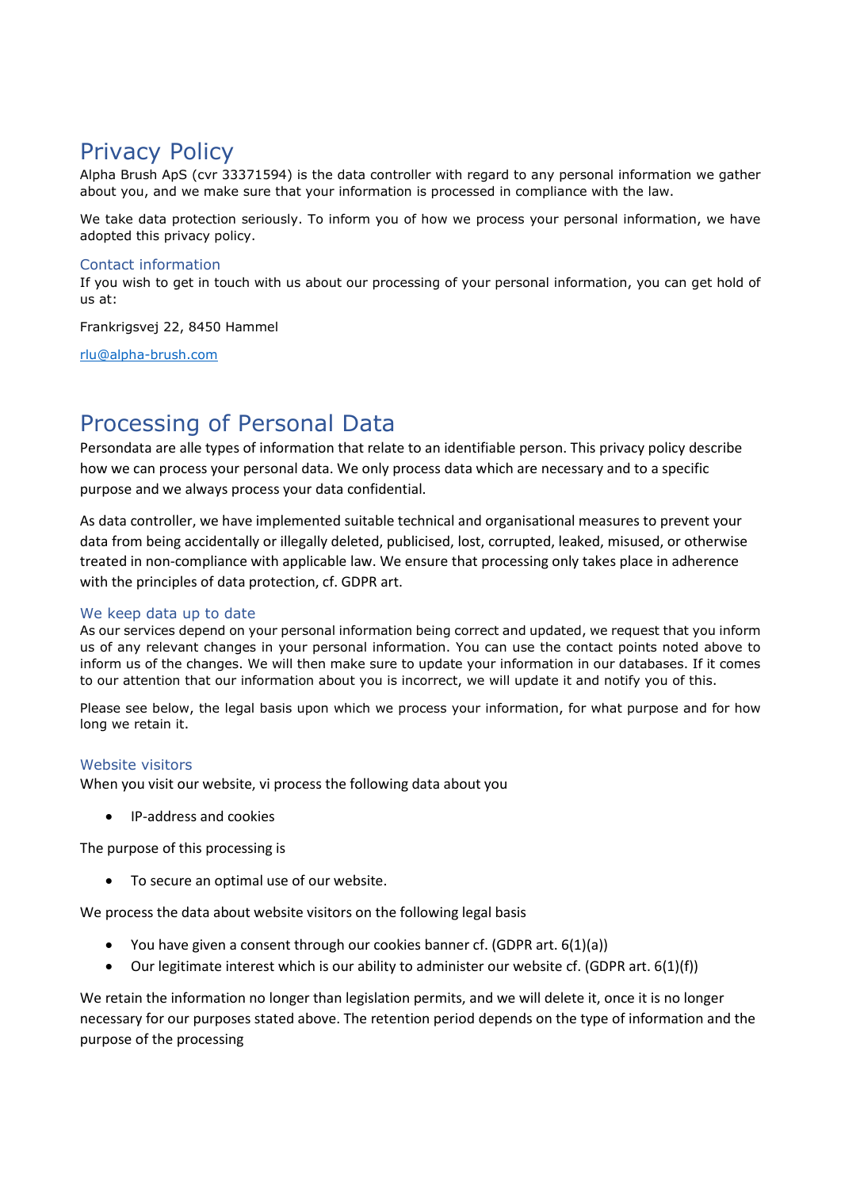# Privacy Policy

Alpha Brush ApS (cvr 33371594) is the data controller with regard to any personal information we gather about you, and we make sure that your information is processed in compliance with the law.

We take data protection seriously. To inform you of how we process your personal information, we have adopted this privacy policy.

### Contact information

If you wish to get in touch with us about our processing of your personal information, you can get hold of us at:

Frankrigsvej 22, 8450 Hammel

rlu@alpha-brush.com

# Processing of Personal Data

Persondata are alle types of information that relate to an identifiable person. This privacy policy describe how we can process your personal data. We only process data which are necessary and to a specific purpose and we always process your data confidential.

As data controller, we have implemented suitable technical and organisational measures to prevent your data from being accidentally or illegally deleted, publicised, lost, corrupted, leaked, misused, or otherwise treated in non-compliance with applicable law. We ensure that processing only takes place in adherence with the principles of data protection, cf. GDPR art.

### We keep data up to date

As our services depend on your personal information being correct and updated, we request that you inform us of any relevant changes in your personal information. You can use the contact points noted above to inform us of the changes. We will then make sure to update your information in our databases. If it comes to our attention that our information about you is incorrect, we will update it and notify you of this.

Please see below, the legal basis upon which we process your information, for what purpose and for how long we retain it.

### Website visitors

When you visit our website, vi process the following data about you

- IP-address and cookies

The purpose of this processing is

- To secure an optimal use of our website.

We process the data about website visitors on the following legal basis

- You have given a consent through our cookies banner cf. (GDPR art. 6(1)(a))
- Our legitimate interest which is our ability to administer our website cf. (GDPR art. 6(1)(f))

We retain the information no longer than legislation permits, and we will delete it, once it is no longer necessary for our purposes stated above. The retention period depends on the type of information and the purpose of the processing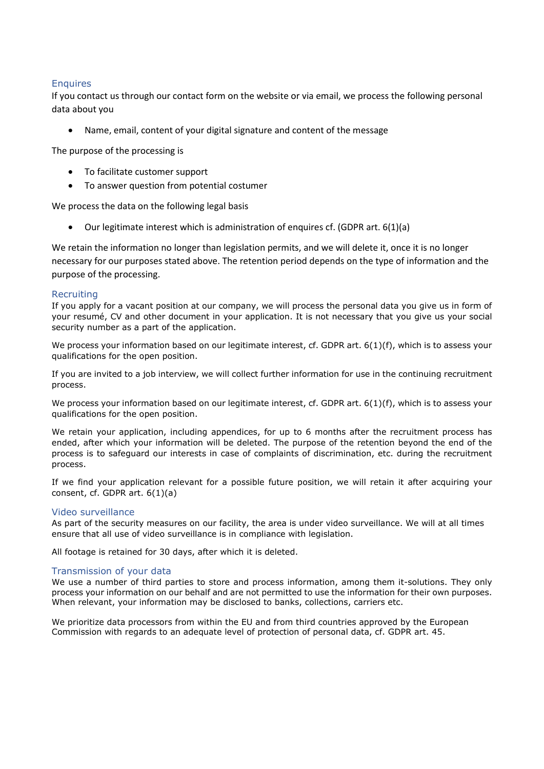## Enquires

If you contact us through our contact form on the website or via email, we process the following personal data about you

- Name, email, content of your digital signature and content of the message

The purpose of the processing is

- To facilitate customer support
- To answer question from potential costumer

We process the data on the following legal basis

- Our legitimate interest which is administration of enquires cf. (GDPR art. 6(1)(a)

We retain the information no longer than legislation permits, and we will delete it, once it is no longer necessary for our purposes stated above. The retention period depends on the type of information and the purpose of the processing.

## Recruiting

If you apply for a vacant position at our company, we will process the personal data you give us in form of your resumé, CV and other document in your application. It is not necessary that you give us your social security number as a part of the application.

We process your information based on our legitimate interest, cf. GDPR art. 6(1)(f), which is to assess your qualifications for the open position.

If you are invited to a job interview, we will collect further information for use in the continuing recruitment process.

We process your information based on our legitimate interest, cf. GDPR art. 6(1)(f), which is to assess your qualifications for the open position.

We retain your application, including appendices, for up to 6 months after the recruitment process has ended, after which your information will be deleted. The purpose of the retention beyond the end of the process is to safeguard our interests in case of complaints of discrimination, etc. during the recruitment process.

If we find your application relevant for a possible future position, we will retain it after acquiring your consent, cf. GDPR art. 6(1)(a)

## Video surveillance

As part of the security measures on our facility, the area is under video surveillance. We will at all times ensure that all use of video surveillance is in compliance with legislation.

All footage is retained for 30 days, after which it is deleted.

## Transmission of your data

We use a number of third parties to store and process information, among them it-solutions. They only process your information on our behalf and are not permitted to use the information for their own purposes. When relevant, your information may be disclosed to banks, collections, carriers etc.

We prioritize data processors from within the EU and from third countries approved by the European Commission with regards to an adequate level of protection of personal data, cf. GDPR art. 45.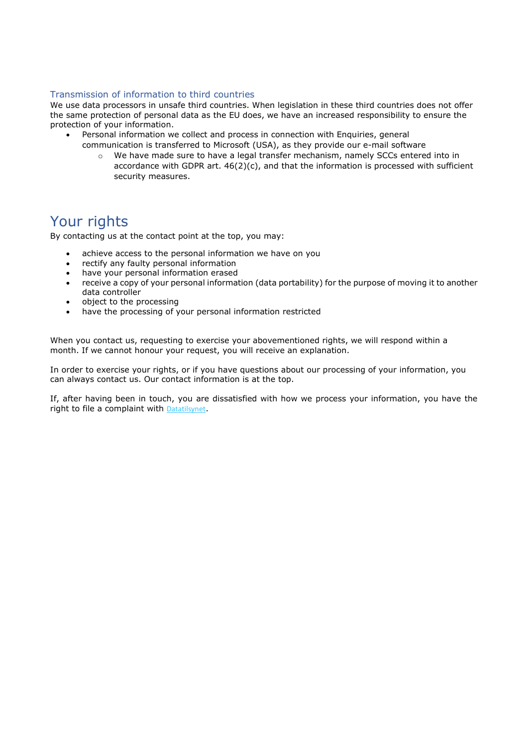### Transmission of information to third countries

We use data processors in unsafe third countries. When legislation in these third countries does not offer the same protection of personal data as the EU does, we have an increased responsibility to ensure the protection of your information.

- Personal information we collect and process in connection with Enquiries, general communication is transferred to Microsoft (USA), as they provide our e-mail software
  - We have made sure to have a legal transfer mechanism, namely SCCs entered into in accordance with GDPR art. 46(2)(c), and that the information is processed with sufficient security measures.

## Your rights

By contacting us at the contact point at the top, you may:

- achieve access to the personal information we have on you
- rectify any faulty personal information
- have your personal information erased
- receive a copy of your personal information (data portability) for the purpose of moving it to another data controller
- object to the processing
- have the processing of your personal information restricted

When you contact us, requesting to exercise your abovementioned rights, we will respond within a month. If we cannot honour your request, you will receive an explanation.

In order to exercise your rights, or if you have questions about our processing of your information, you can always contact us. Our contact information is at the top.

If, after having been in touch, you are dissatisfied with how we process your information, you have the right to file a complaint with Datatilsynet.